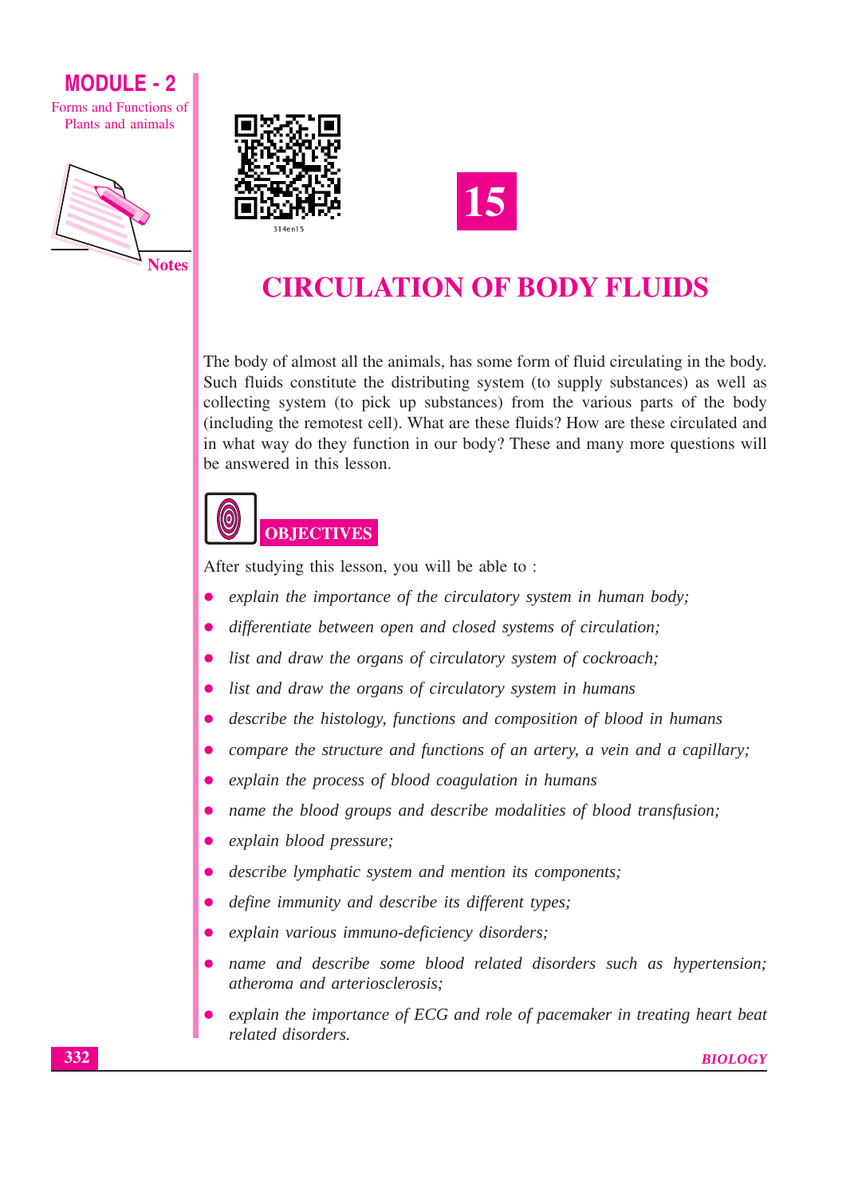# 15

# CIRCULATION OF BODY FLUIDS

The body of almost all the animals, has some form of fluid circulating in the body. Such fluids constitute the distributing system (to supply substances) as well as collecting system (to pick up substances) from the various parts of the body (including the remotest cell). What are these fluids? How are these circulated and in what way do they function in our body? These and many more questions will be answered in this lesson.

## OBJECTIVES

After studying this lesson, you will be able to :

- *explain the importance of the circulatory system in human body;*
- *differentiate between open and closed systems of circulation;*
- *list and draw the organs of circulatory system of cockroach;*
- *list and draw the organs of circulatory system in humans*
- *describe the histology, functions and composition of blood in humans*
- *compare the structure and functions of an artery, a vein and a capillary;*
- *explain the process of blood coagulation in humans*
- *name the blood groups and describe modalities of blood transfusion;*
- *explain blood pressure;*
- *describe lymphatic system and mention its components;*
- *define immunity and describe its different types;*
- *explain various immuno-deficiency disorders;*
- *name and describe some blood related disorders such as hypertension; atheroma and arteriosclerosis;*
- *explain the importance of ECG and role of pacemaker in treating heart beat related disorders.*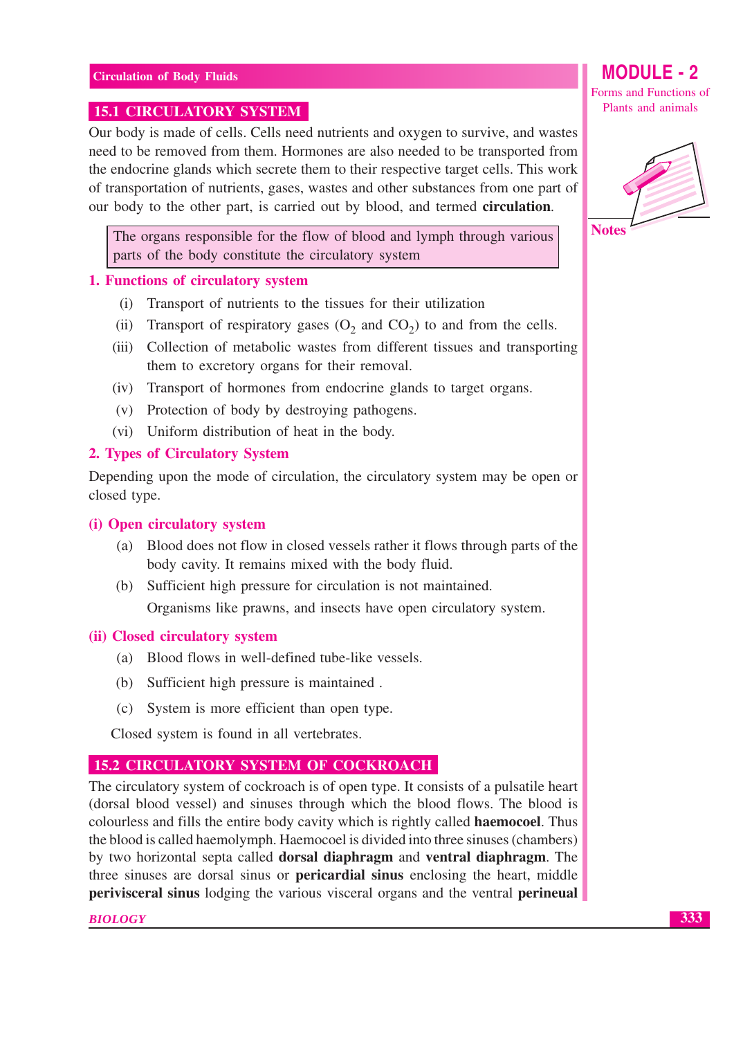## 15.1 CIRCULATORY SYSTEM

Our body is made of cells. Cells need nutrients and oxygen to survive, and wastes need to be removed from them. Hormones are also needed to be transported from the endocrine glands which secrete them to their respective target cells. This work of transportation of nutrients, gases, wastes and other substances from one part of our body to the other part, is carried out by blood, and termed **circulation**.

> The organs responsible for the flow of blood and lymph through various parts of the body constitute the circulatory system

### 1. Functions of circulatory system

(i) Transport of nutrients to the tissues for their utilization

(ii) Transport of respiratory gases ($O_2$ and $CO_2$) to and from the cells.

(iii) Collection of metabolic wastes from different tissues and transporting them to excretory organs for their removal.

(iv) Transport of hormones from endocrine glands to target organs.

(v) Protection of body by destroying pathogens.

(vi) Uniform distribution of heat in the body.

### 2. Types of Circulatory System

Depending upon the mode of circulation, the circulatory system may be open or closed type.

#### (i) Open circulatory system

(a) Blood does not flow in closed vessels rather it flows through parts of the body cavity. It remains mixed with the body fluid.

(b) Sufficient high pressure for circulation is not maintained.

Organisms like prawns, and insects have open circulatory system.

#### (ii) Closed circulatory system

(a) Blood flows in well-defined tube-like vessels.

(b) Sufficient high pressure is maintained .

(c) System is more efficient than open type.

Closed system is found in all vertebrates.

## 15.2 CIRCULATORY SYSTEM OF COCKROACH

The circulatory system of cockroach is of open type. It consists of a pulsatile heart (dorsal blood vessel) and sinuses through which the blood flows. The blood is colourless and fills the entire body cavity which is rightly called **haemocoel**. Thus the blood is called haemolymph. Haemocoel is divided into three sinuses (chambers) by two horizontal septa called **dorsal diaphragm** and **ventral diaphragm**. The three sinuses are dorsal sinus or **pericardial sinus** enclosing the heart, middle **perivisceral sinus** lodging the various visceral organs and the ventral **perineual**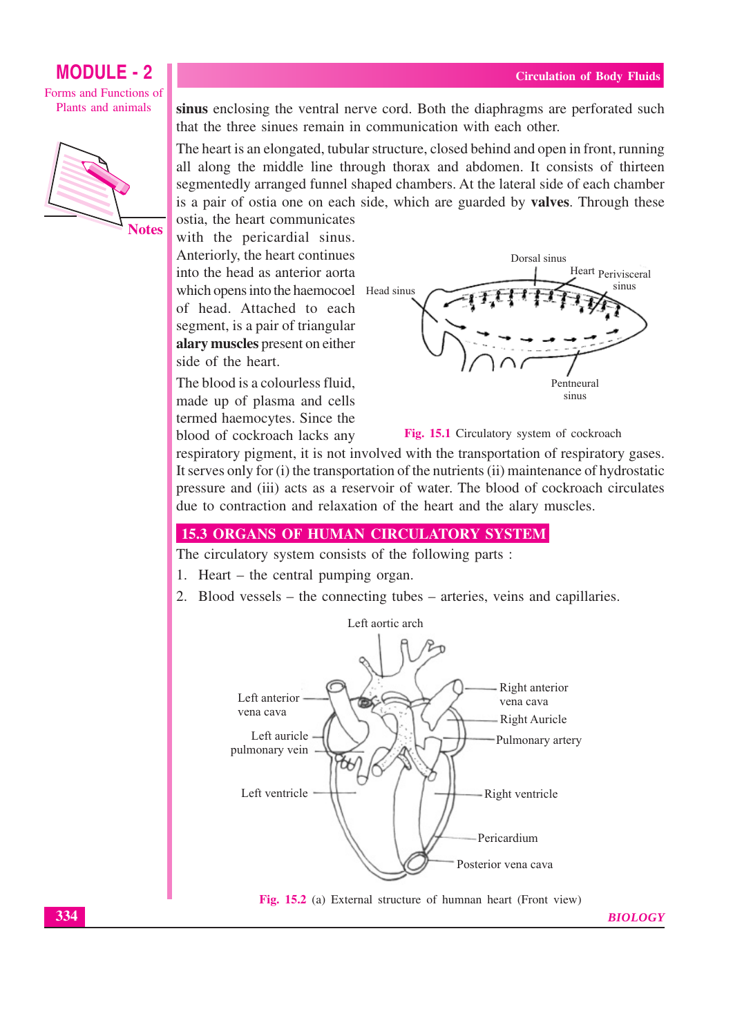**sinus** enclosing the ventral nerve cord. Both the diaphragms are perforated such that the three sinues remain in communication with each other.

The heart is an elongated, tubular structure, closed behind and open in front, running all along the middle line through thorax and abdomen. It consists of thirteen segmentedly arranged funnel shaped chambers. At the lateral side of each chamber is a pair of ostia one on each side, which are guarded by **valves**. Through these ostia, the heart communicates with the pericardial sinus. Anteriorly, the heart continues into the head as anterior aorta which opens into the haemocoel of head. Attached to each segment, is a pair of triangular **alary muscles** present on either side of the heart.

Fig. 15.1 Circulatory system of cockroach

The blood is a colourless fluid, made up of plasma and cells termed haemocytes. Since the blood of cockroach lacks any respiratory pigment, it is not involved with the transportation of respiratory gases. It serves only for (i) the transportation of the nutrients (ii) maintenance of hydrostatic pressure and (iii) acts as a reservoir of water. The blood of cockroach circulates due to contraction and relaxation of the heart and the alary muscles.

## 15.3 ORGANS OF HUMAN CIRCULATORY SYSTEM

The circulatory system consists of the following parts :

1. Heart – the central pumping organ.
2. Blood vessels – the connecting tubes – arteries, veins and capillaries.

Fig. 15.2 (a) External structure of humnan heart (Front view)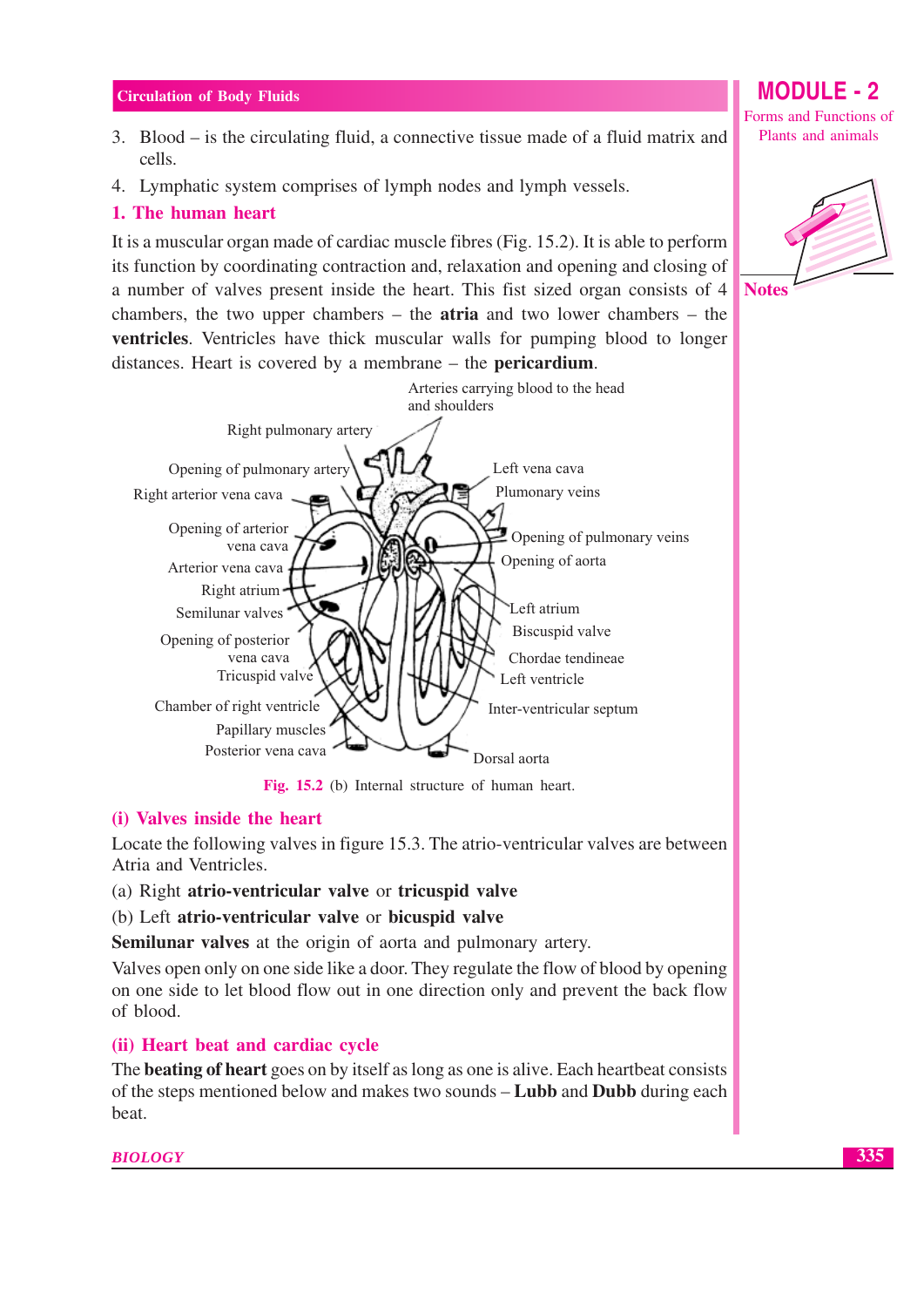3. Blood – is the circulating fluid, a connective tissue made of a fluid matrix and cells.
4. Lymphatic system comprises of lymph nodes and lymph vessels.

## 1. The human heart

It is a muscular organ made of cardiac muscle fibres (Fig. 15.2). It is able to perform its function by coordinating contraction and, relaxation and opening and closing of a number of valves present inside the heart. This fist sized organ consists of 4 chambers, the two upper chambers – the **atria** and two lower chambers – the **ventricles**. Ventricles have thick muscular walls for pumping blood to longer distances. Heart is covered by a membrane – the **pericardium**.

Arteries carrying blood to the head and shoulders

Right pulmonary artery

Opening of pulmonary artery

Right arterior vena cava

Opening of arterior vena cava

Arterior vena cava

Right atrium

Semilunar valves

Opening of posterior vena cava

Tricuspid valve

Chamber of right ventricle

Papillary muscles

Posterior vena cava

Left vena cava

Plumonary veins

Opening of pulmonary veins

Opening of aorta

Left atrium

Biscuspid valve

Chordae tendineae

Left ventricle

Inter-ventricular septum

Dorsal aorta

**Fig. 15.2** (b) Internal structure of human heart.

### (i) Valves inside the heart

Locate the following valves in figure 15.3. The atrio-ventricular valves are between Atria and Ventricles.

(a) Right **atrio-ventricular valve** or **tricuspid valve**

(b) Left **atrio-ventricular valve** or **bicuspid valve**

**Semilunar valves** at the origin of aorta and pulmonary artery.

Valves open only on one side like a door. They regulate the flow of blood by opening on one side to let blood flow out in one direction only and prevent the back flow of blood.

### (ii) Heart beat and cardiac cycle

The **beating of heart** goes on by itself as long as one is alive. Each heartbeat consists of the steps mentioned below and makes two sounds – **Lubb** and **Dubb** during each beat.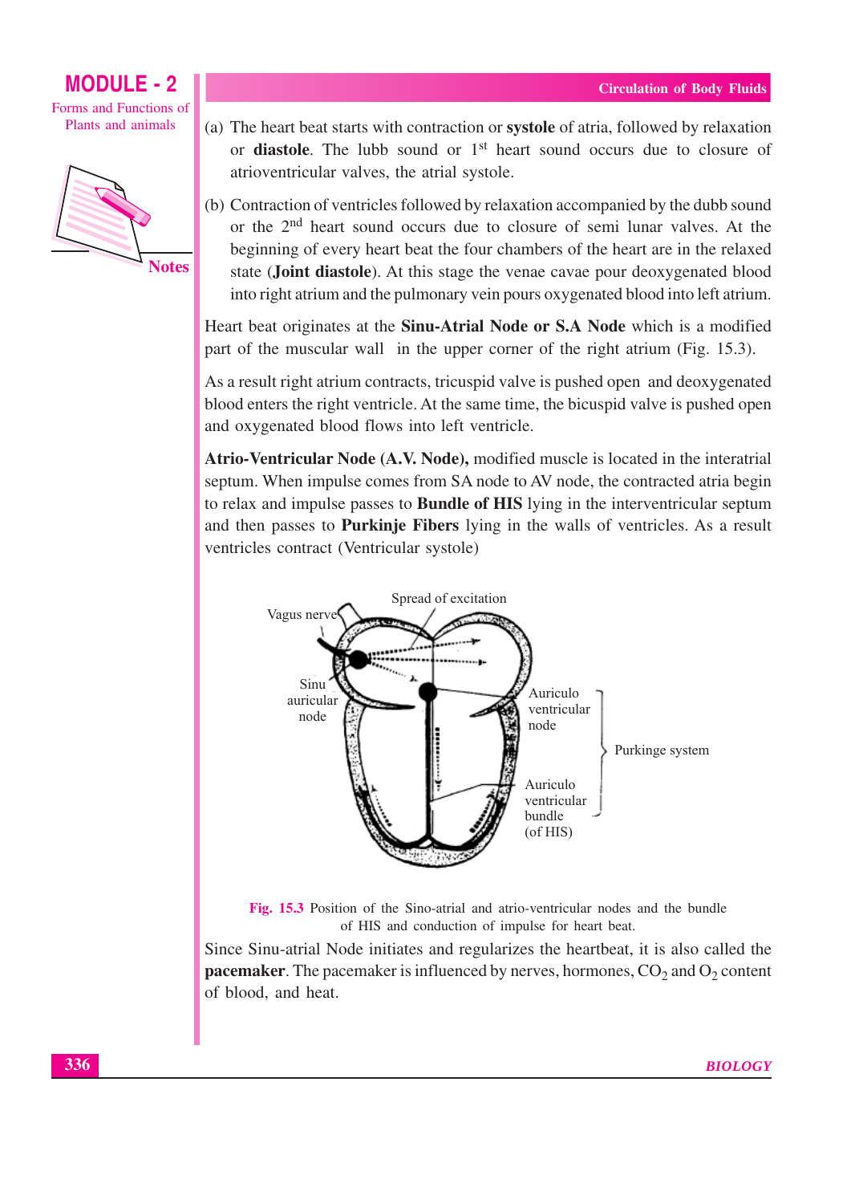(a) The heart beat starts with contraction or **systole** of atria, followed by relaxation or **diastole**. The lubb sound or 1st heart sound occurs due to closure of atrioventricular valves, the atrial systole.

(b) Contraction of ventricles followed by relaxation accompanied by the dubb sound or the 2nd heart sound occurs due to closure of semi lunar valves. At the beginning of every heart beat the four chambers of the heart are in the relaxed state (**Joint diastole**). At this stage the venae cavae pour deoxygenated blood into right atrium and the pulmonary vein pours oxygenated blood into left atrium.

Heart beat originates at the **Sinu-Atrial Node or S.A Node** which is a modified part of the muscular wall in the upper corner of the right atrium (Fig. 15.3).

As a result right atrium contracts, tricuspid valve is pushed open and deoxygenated blood enters the right ventricle. At the same time, the bicuspid valve is pushed open and oxygenated blood flows into left ventricle.

**Atrio-Ventricular Node (A.V. Node),** modified muscle is located in the interatrial septum. When impulse comes from SA node to AV node, the contracted atria begin to relax and impulse passes to **Bundle of HIS** lying in the interventricular septum and then passes to **Purkinje Fibers** lying in the walls of ventricles. As a result ventricles contract (Ventricular systole)

Fig. 15.3 Position of the Sino-atrial and atrio-ventricular nodes and the bundle of HIS and conduction of impulse for heart beat.

Since Sinu-atrial Node initiates and regularizes the heartbeat, it is also called the **pacemaker**. The pacemaker is influenced by nerves, hormones, $CO_2$ and $O_2$ content of blood, and heat.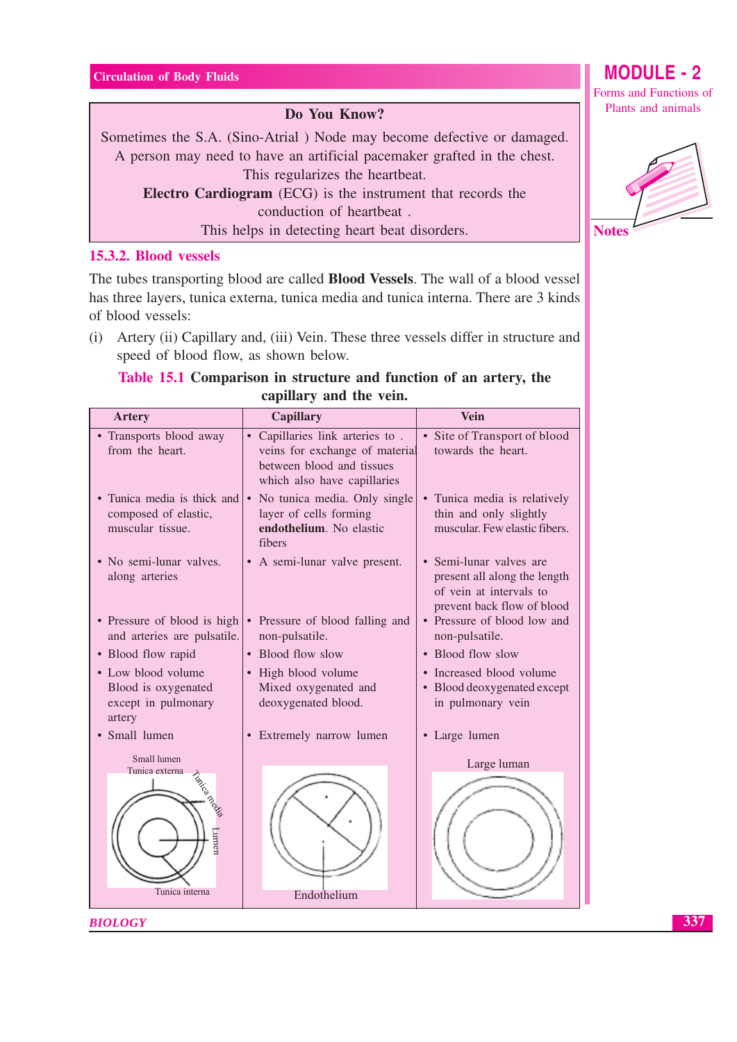**Do You Know?**

Sometimes the S.A. (Sino-Atrial ) Node may become defective or damaged. A person may need to have an artificial pacemaker grafted in the chest. This regularizes the heartbeat.

**Electro Cardiogram** (ECG) is the instrument that records the conduction of heartbeat .

This helps in detecting heart beat disorders.

### 15.3.2. Blood vessels

The tubes transporting blood are called **Blood Vessels**. The wall of a blood vessel has three layers, tunica externa, tunica media and tunica interna. There are 3 kinds of blood vessels:

(i) Artery (ii) Capillary and, (iii) Vein. These three vessels differ in structure and speed of blood flow, as shown below.

**Table 15.1 Comparison in structure and function of an artery, the capillary and the vein.**

| Artery | Capillary | Vein |
|---|---|---|
| • Transports blood away from the heart. | • Capillaries link arteries to . veins for exchange of material between blood and tissues which also have capillaries | • Site of Transport of blood towards the heart. |
| • Tunica media is thick and composed of elastic, muscular tissue. | • No tunica media. Only single layer of cells forming **endothelium**. No elastic fibers | • Tunica media is relatively thin and only slightly muscular. Few elastic fibers. |
| • No semi-lunar valves. along arteries | • A semi-lunar valve present. | • Semi-lunar valves are present all along the length of vein at intervals to prevent back flow of blood |
| • Pressure of blood is high and arteries are pulsatile. | • Pressure of blood falling and non-pulsatile. | • Pressure of blood low and non-pulsatile. |
| • Blood flow rapid | • Blood flow slow | • Blood flow slow |
| • Low blood volume Blood is oxygenated except in pulmonary artery | • High blood volume Mixed oxygenated and deoxygenated blood. | • Increased blood volume<br>• Blood deoxygenated except in pulmonary vein |
| • Small lumen | • Extremely narrow lumen | • Large lumen |
| Small lumen, Tunica externa, Tunica media, Lumen, Tunica interna | Endothelium | Large luman |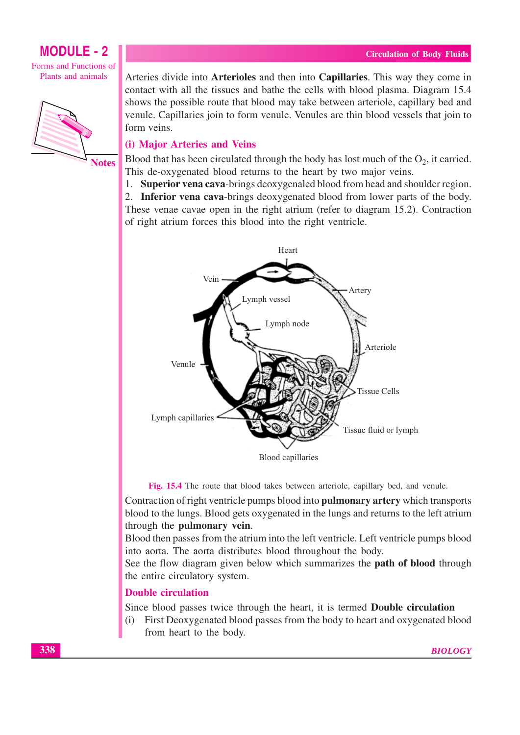Arteries divide into **Arterioles** and then into **Capillaries**. This way they come in contact with all the tissues and bathe the cells with blood plasma. Diagram 15.4 shows the possible route that blood may take between arteriole, capillary bed and venule. Capillaries join to form venule. Venules are thin blood vessels that join to form veins.

### (i) Major Arteries and Veins

Blood that has been circulated through the body has lost much of the $O_2$, it carried. This de-oxygenated blood returns to the heart by two major veins.

1. **Superior vena cava**-brings deoxygenaled blood from head and shoulder region.
2. **Inferior vena cava**-brings deoxygenated blood from lower parts of the body.

These venae cavae open in the right atrium (refer to diagram 15.2). Contraction of right atrium forces this blood into the right ventricle.

**Fig. 15.4** The route that blood takes between arteriole, capillary bed, and venule.

Contraction of right ventricle pumps blood into **pulmonary artery** which transports blood to the lungs. Blood gets oxygenated in the lungs and returns to the left atrium through the **pulmonary vein**.

Blood then passes from the atrium into the left ventricle. Left ventricle pumps blood into aorta. The aorta distributes blood throughout the body.

See the flow diagram given below which summarizes the **path of blood** through the entire circulatory system.

### Double circulation

Since blood passes twice through the heart, it is termed **Double circulation**

(i) First Deoxygenated blood passes from the body to heart and oxygenated blood from heart to the body.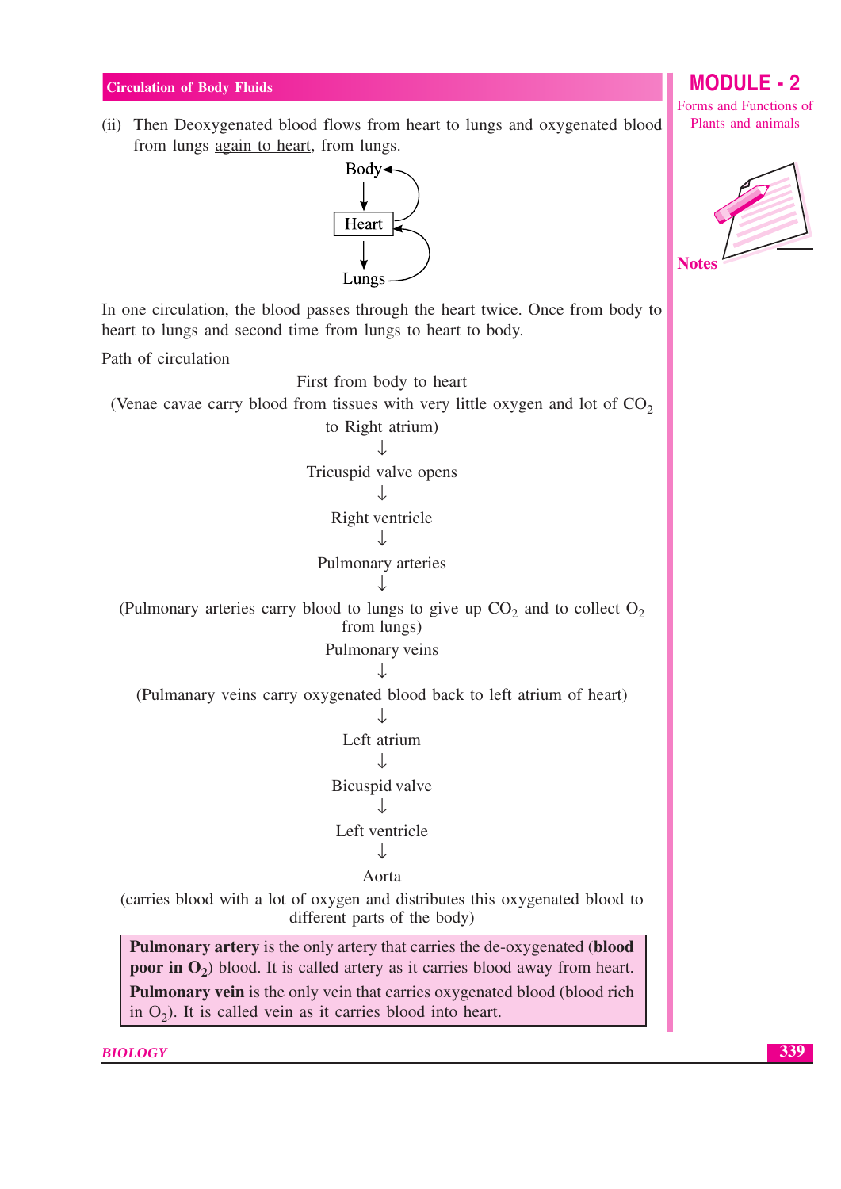(ii) Then Deoxygenated blood flows from heart to lungs and oxygenated blood from lungs again to heart, from lungs.

Body → Heart → Lungs

In one circulation, the blood passes through the heart twice. Once from body to heart to lungs and second time from lungs to heart to body.

Path of circulation

First from body to heart

(Venae cavae carry blood from tissues with very little oxygen and lot of $CO_2$ to Right atrium)

↓

Tricuspid valve opens

↓

Right ventricle

↓

Pulmonary arteries

↓

(Pulmonary arteries carry blood to lungs to give up $CO_2$ and to collect $O_2$ from lungs)

Pulmonary veins

↓

(Pulmanary veins carry oxygenated blood back to left atrium of heart)

↓

Left atrium

↓

Bicuspid valve

↓

Left ventricle

↓

Aorta

(carries blood with a lot of oxygen and distributes this oxygenated blood to different parts of the body)

> **Pulmonary artery** is the only artery that carries the de-oxygenated (**blood poor in $O_2$**) blood. It is called artery as it carries blood away from heart.
>
> **Pulmonary vein** is the only vein that carries oxygenated blood (blood rich in $O_2$). It is called vein as it carries blood into heart.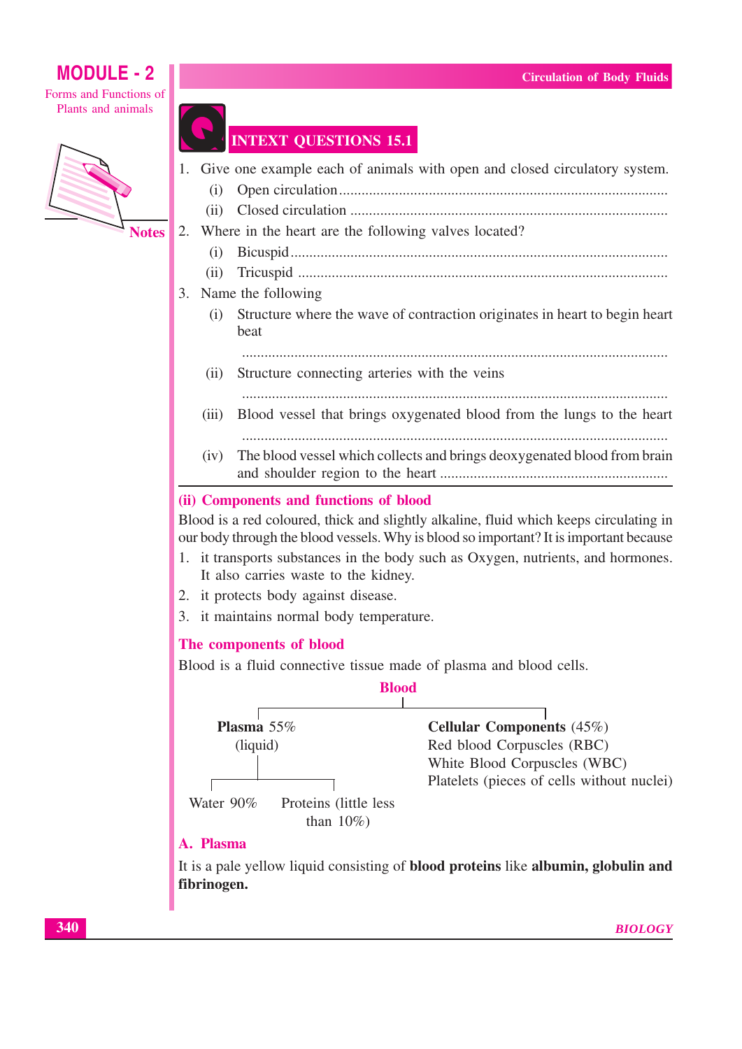## INTEXT QUESTIONS 15.1

1. Give one example each of animals with open and closed circulatory system.
   (i) Open circulation ..........................................................................................
   (ii) Closed circulation ......................................................................................
2. Where in the heart are the following valves located?
   (i) Bicuspid ......................................................................................................
   (ii) Tricuspid ...................................................................................................
3. Name the following
   (i) Structure where the wave of contraction originates in heart to begin heart beat
   ..........................................................................................................................
   (ii) Structure connecting arteries with the veins
   ..........................................................................................................................
   (iii) Blood vessel that brings oxygenated blood from the lungs to the heart
   ..........................................................................................................................
   (iv) The blood vessel which collects and brings deoxygenated blood from brain and shoulder region to the heart .............................................................

### (ii) Components and functions of blood

Blood is a red coloured, thick and slightly alkaline, fluid which keeps circulating in our body through the blood vessels. Why is blood so important? It is important because

1. it transports substances in the body such as Oxygen, nutrients, and hormones. It also carries waste to the kidney.
2. it protects body against disease.
3. it maintains normal body temperature.

### The components of blood

Blood is a fluid connective tissue made of plasma and blood cells.

**Blood**

- **Plasma** 55% (liquid)
  - Water 90%
  - Proteins (little less than 10%)
- **Cellular Components** (45%)
  - Red blood Corpuscles (RBC)
  - White Blood Corpuscles (WBC)
  - Platelets (pieces of cells without nuclei)

### A. Plasma

It is a pale yellow liquid consisting of **blood proteins** like **albumin, globulin and fibrinogen.**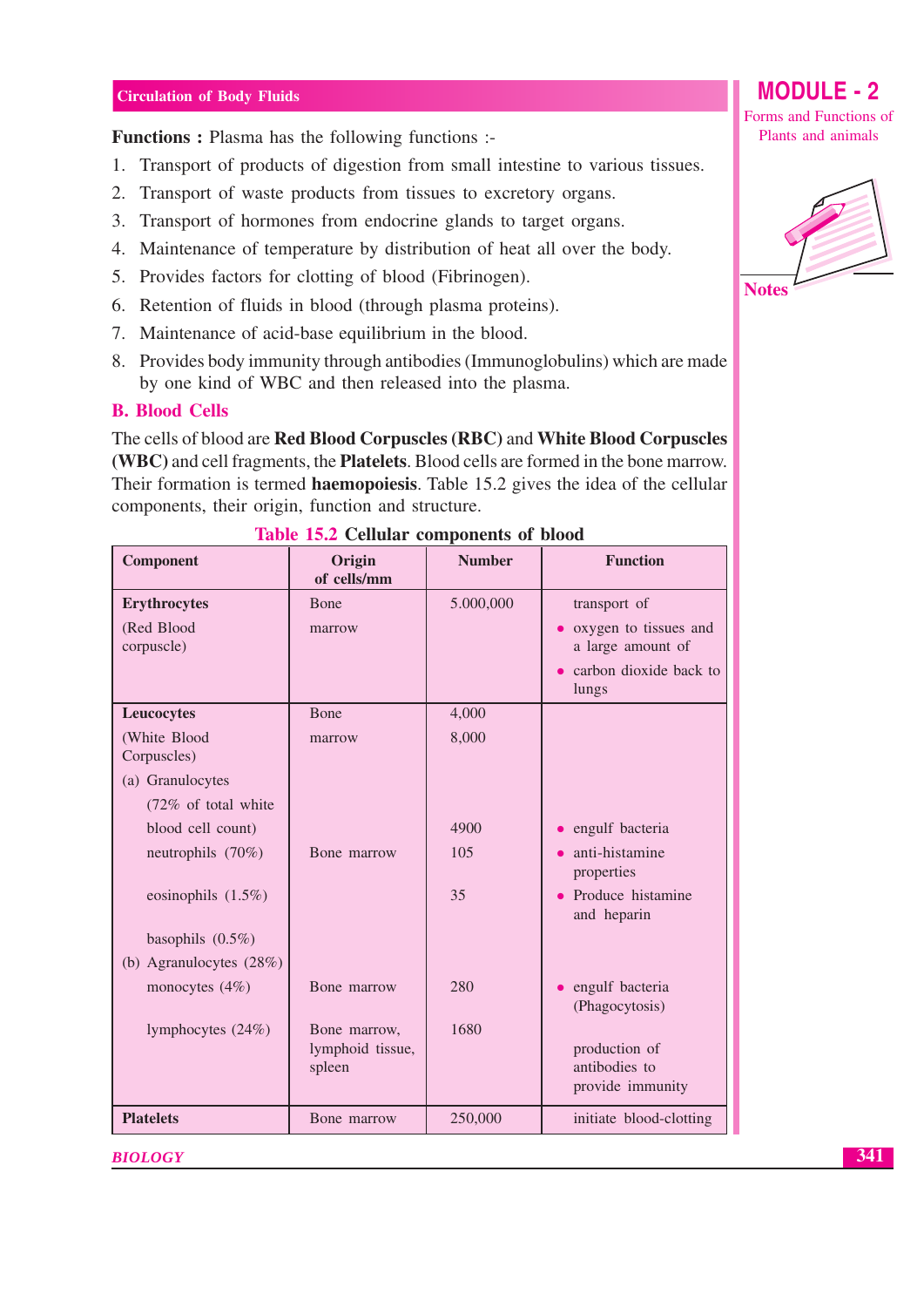**Functions :** Plasma has the following functions :-

1. Transport of products of digestion from small intestine to various tissues.
2. Transport of waste products from tissues to excretory organs.
3. Transport of hormones from endocrine glands to target organs.
4. Maintenance of temperature by distribution of heat all over the body.
5. Provides factors for clotting of blood (Fibrinogen).
6. Retention of fluids in blood (through plasma proteins).
7. Maintenance of acid-base equilibrium in the blood.
8. Provides body immunity through antibodies (Immunoglobulins) which are made by one kind of WBC and then released into the plasma.

## B. Blood Cells

The cells of blood are **Red Blood Corpuscles (RBC)** and **White Blood Corpuscles (WBC)** and cell fragments, the **Platelets**. Blood cells are formed in the bone marrow. Their formation is termed **haemopoiesis**. Table 15.2 gives the idea of the cellular components, their origin, function and structure.

**Table 15.2 Cellular components of blood**

| Component | Origin of cells/mm | Number | Function |
|---|---|---|---|
| **Erythrocytes** (Red Blood corpuscle) | Bone marrow | 5.000,000 | transport of • oxygen to tissues and a large amount of • carbon dioxide back to lungs |
| **Leucocytes** (White Blood Corpuscles) | Bone marrow | 4,000 8,000 | |
| (a) Granulocytes (72% of total white blood cell count) | | | |
| neutrophils (70%) | Bone marrow | 4900 | • engulf bacteria |
| eosinophils (1.5%) | | 105 | • anti-histamine properties |
| basophils (0.5%) | | 35 | • Produce histamine and heparin |
| (b) Agranulocytes (28%) | | | |
| monocytes (4%) | Bone marrow | 280 | • engulf bacteria (Phagocytosis) |
| lymphocytes (24%) | Bone marrow, lymphoid tissue, spleen | 1680 | production of antibodies to provide immunity |
| **Platelets** | Bone marrow | 250,000 | initiate blood-clotting |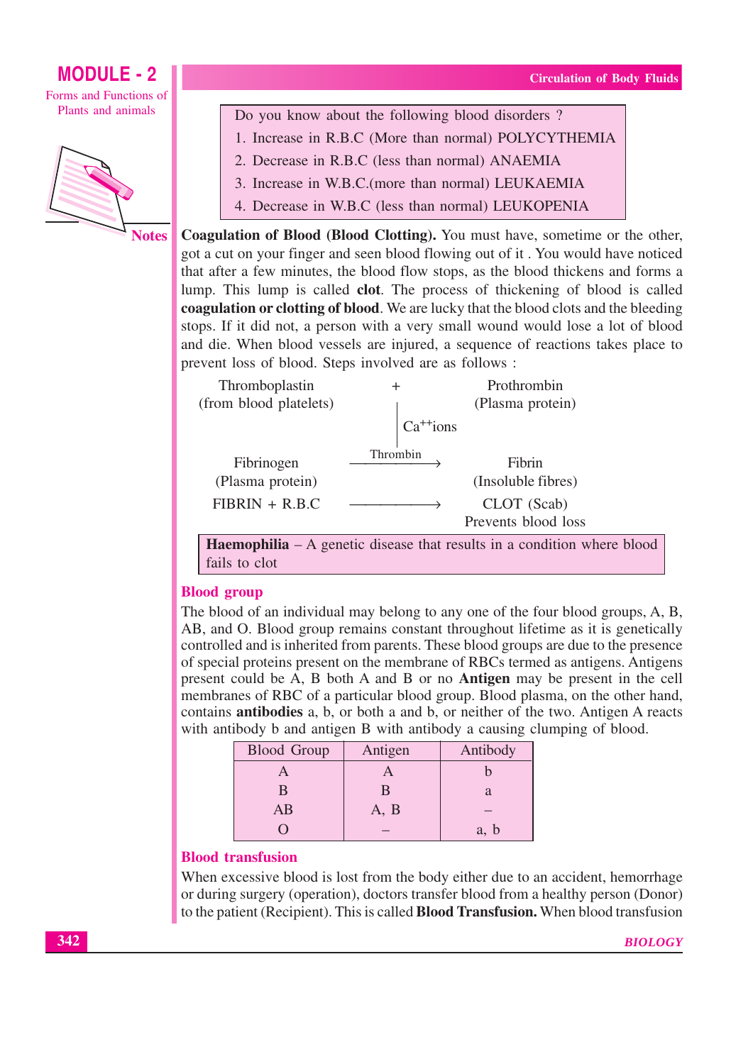Do you know about the following blood disorders ?

1. Increase in R.B.C (More than normal) POLYCYTHEMIA
2. Decrease in R.B.C (less than normal) ANAEMIA
3. Increase in W.B.C.(more than normal) LEUKAEMIA
4. Decrease in W.B.C (less than normal) LEUKOPENIA

**Coagulation of Blood (Blood Clotting).** You must have, sometime or the other, got a cut on your finger and seen blood flowing out of it . You would have noticed that after a few minutes, the blood flow stops, as the blood thickens and forms a lump. This lump is called **clot**. The process of thickening of blood is called **coagulation or clotting of blood**. We are lucky that the blood clots and the bleeding stops. If it did not, a person with a very small wound would lose a lot of blood and die. When blood vessels are injured, a sequence of reactions takes place to prevent loss of blood. Steps involved are as follows :

Thromboplastin (from blood platelets) + Prothrombin (Plasma protein)

↓ $Ca^{++}$ ions

Fibrinogen (Plasma protein) —Thrombin→ Fibrin (Insoluble fibres)

FIBRIN + R.B.C ——→ CLOT (Scab) Prevents blood loss

**Haemophilia** – A genetic disease that results in a condition where blood fails to clot

## Blood group

The blood of an individual may belong to any one of the four blood groups, A, B, AB, and O. Blood group remains constant throughout lifetime as it is genetically controlled and is inherited from parents. These blood groups are due to the presence of special proteins present on the membrane of RBCs termed as antigens. Antigens present could be A, B both A and B or no **Antigen** may be present in the cell membranes of RBC of a particular blood group. Blood plasma, on the other hand, contains **antibodies** a, b, or both a and b, or neither of the two. Antigen A reacts with antibody b and antigen B with antibody a causing clumping of blood.

| Blood Group | Antigen | Antibody |
|---|---|---|
| A | A | b |
| B | B | a |
| AB | A, B | – |
| O | – | a, b |

## Blood transfusion

When excessive blood is lost from the body either due to an accident, hemorrhage or during surgery (operation), doctors transfer blood from a healthy person (Donor) to the patient (Recipient). This is called **Blood Transfusion.** When blood transfusion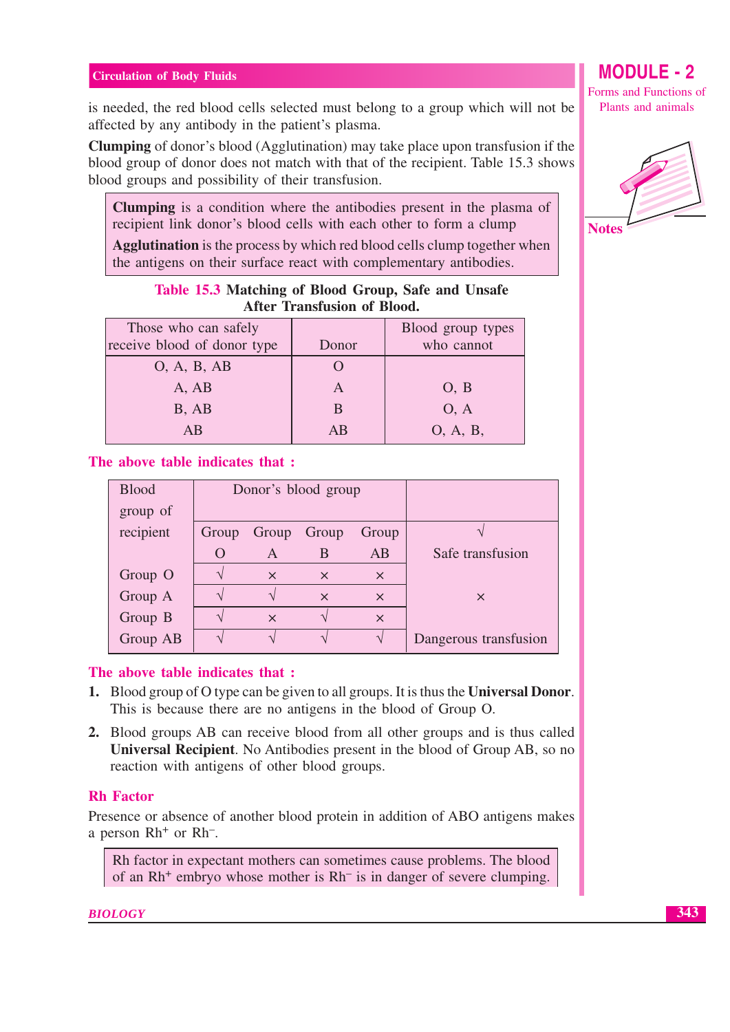is needed, the red blood cells selected must belong to a group which will not be affected by any antibody in the patient's plasma.

**Clumping** of donor's blood (Agglutination) may take place upon transfusion if the blood group of donor does not match with that of the recipient. Table 15.3 shows blood groups and possibility of their transfusion.

> **Clumping** is a condition where the antibodies present in the plasma of recipient link donor's blood cells with each other to form a clump
>
> **Agglutination** is the process by which red blood cells clump together when the antigens on their surface react with complementary antibodies.

**Table 15.3 Matching of Blood Group, Safe and Unsafe After Transfusion of Blood.**

| Those who can safely receive blood of donor type | Donor | Blood group types who cannot |
|---|---|---|
| O, A, B, AB | O | |
| A, AB | A | O, B |
| B, AB | B | O, A |
| AB | AB | O, A, B, |

### The above table indicates that :

| Blood group of recipient | Donor's blood group | | | | |
|---|---|---|---|---|---|
| | Group O | Group A | Group B | Group AB | √ Safe transfusion |
| Group O | √ | × | × | × | |
| Group A | √ | √ | × | × | × |
| Group B | √ | × | √ | × | |
| Group AB | √ | √ | √ | √ | Dangerous transfusion |

### The above table indicates that :

1. Blood group of O type can be given to all groups. It is thus the **Universal Donor**. This is because there are no antigens in the blood of Group O.
2. Blood groups AB can receive blood from all other groups and is thus called **Universal Recipient**. No Antibodies present in the blood of Group AB, so no reaction with antigens of other blood groups.

### Rh Factor

Presence or absence of another blood protein in addition of ABO antigens makes a person $Rh^+$ or $Rh^-$.

> Rh factor in expectant mothers can sometimes cause problems. The blood of an $Rh^+$ embryo whose mother is $Rh^-$ is in danger of severe clumping.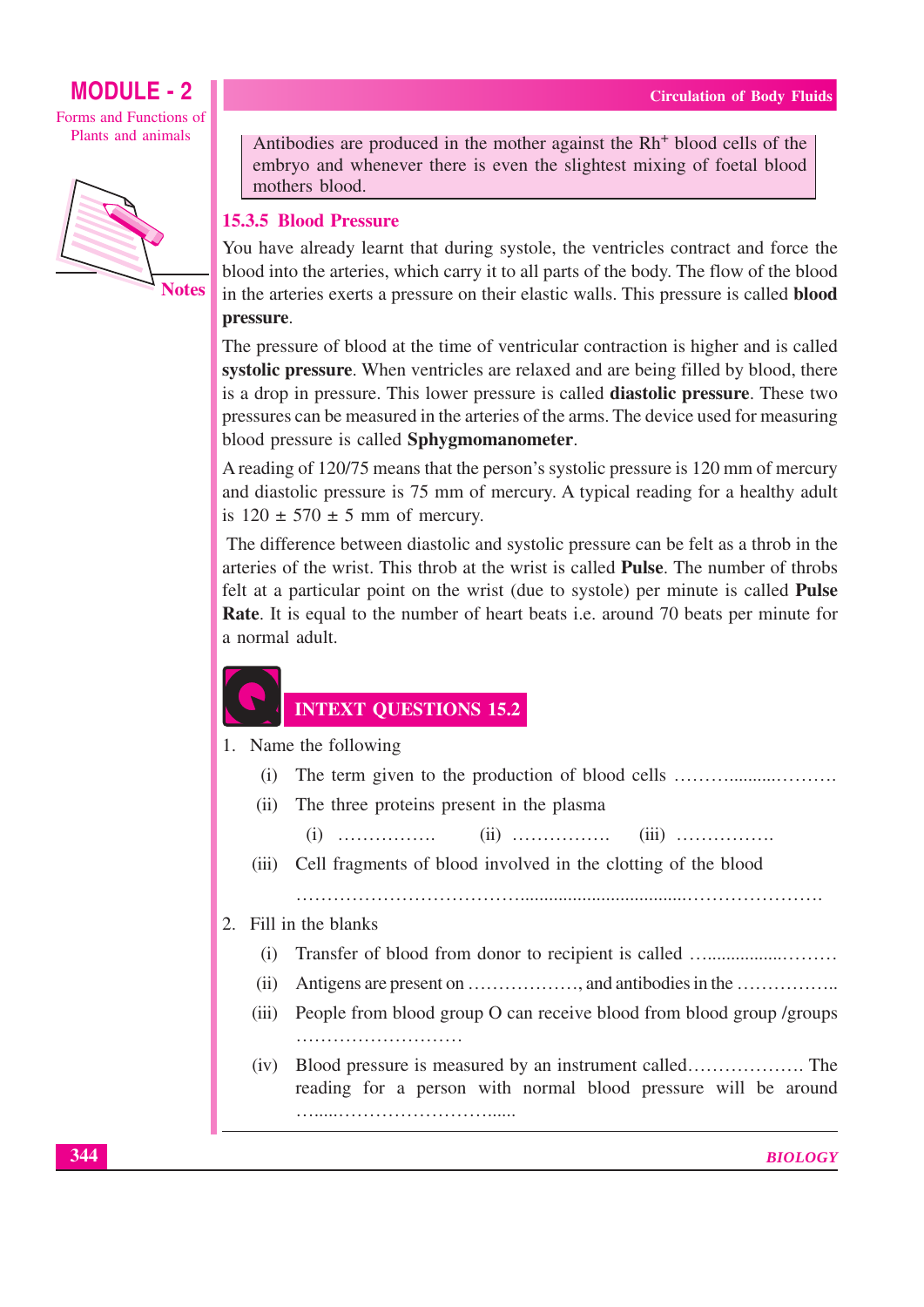Antibodies are produced in the mother against the $Rh^+$ blood cells of the embryo and whenever there is even the slightest mixing of foetal blood mothers blood.

### 15.3.5 Blood Pressure

You have already learnt that during systole, the ventricles contract and force the blood into the arteries, which carry it to all parts of the body. The flow of the blood in the arteries exerts a pressure on their elastic walls. This pressure is called **blood pressure**.

The pressure of blood at the time of ventricular contraction is higher and is called **systolic pressure**. When ventricles are relaxed and are being filled by blood, there is a drop in pressure. This lower pressure is called **diastolic pressure**. These two pressures can be measured in the arteries of the arms. The device used for measuring blood pressure is called **Sphygmomanometer**.

A reading of 120/75 means that the person's systolic pressure is 120 mm of mercury and diastolic pressure is 75 mm of mercury. A typical reading for a healthy adult is $120 \pm 570 \pm 5$ mm of mercury.

The difference between diastolic and systolic pressure can be felt as a throb in the arteries of the wrist. This throb at the wrist is called **Pulse**. The number of throbs felt at a particular point on the wrist (due to systole) per minute is called **Pulse Rate**. It is equal to the number of heart beats i.e. around 70 beats per minute for a normal adult.

## INTEXT QUESTIONS 15.2

1. Name the following
   - (i) The term given to the production of blood cells ……………………
   - (ii) The three proteins present in the plasma
     - (i) ……………. (ii) ……………. (iii) …………….
   - (iii) Cell fragments of blood involved in the clotting of the blood
     ………………………………………………………………………
2. Fill in the blanks
   - (i) Transfer of blood from donor to recipient is called ……………………
   - (ii) Antigens are present on ………………, and antibodies in the ……………..
   - (iii) People from blood group O can receive blood from blood group /groups ………………………
   - (iv) Blood pressure is measured by an instrument called………………. The reading for a person with normal blood pressure will be around ………………………………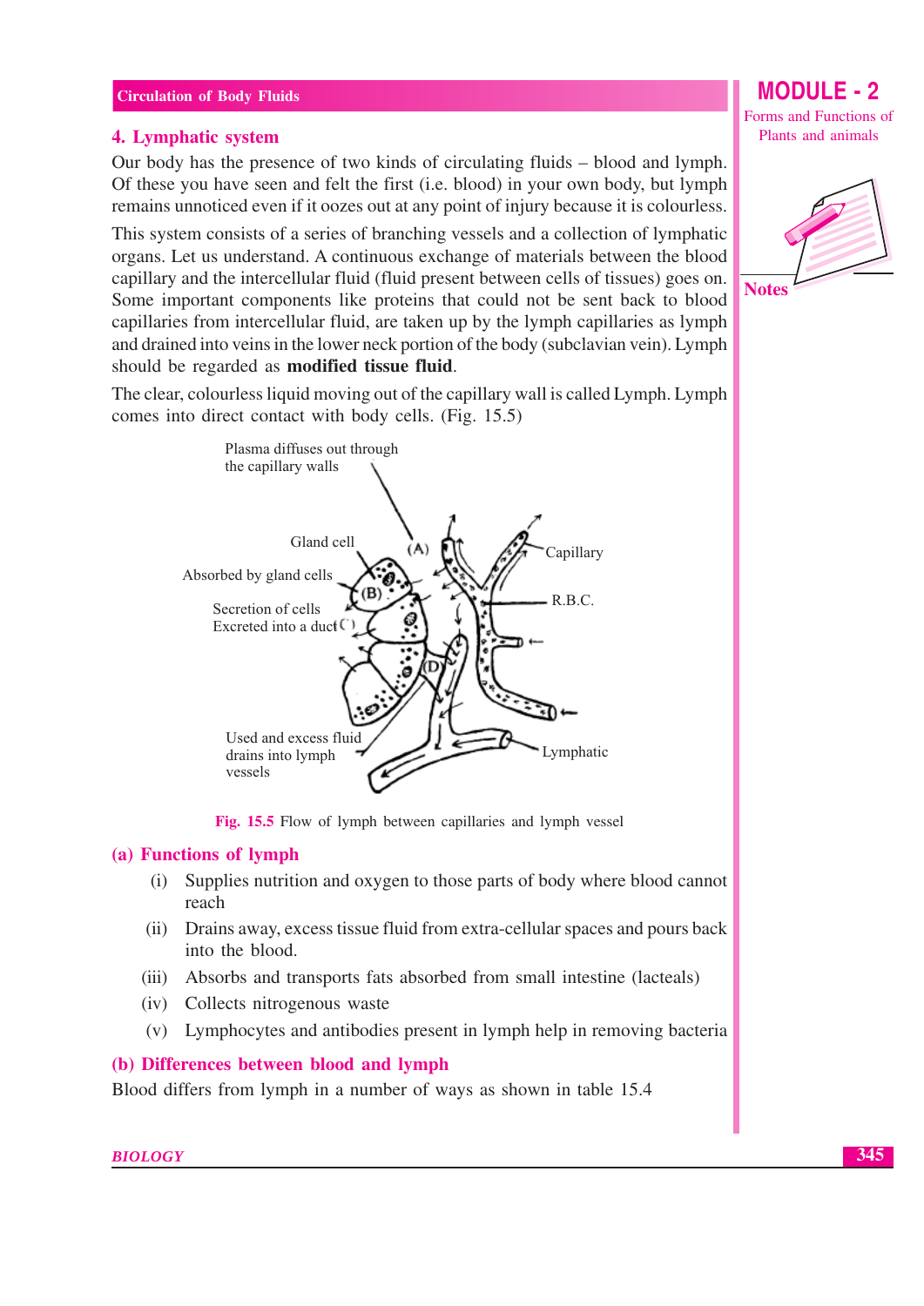## 4. Lymphatic system

Our body has the presence of two kinds of circulating fluids – blood and lymph. Of these you have seen and felt the first (i.e. blood) in your own body, but lymph remains unnoticed even if it oozes out at any point of injury because it is colourless.

This system consists of a series of branching vessels and a collection of lymphatic organs. Let us understand. A continuous exchange of materials between the blood capillary and the intercellular fluid (fluid present between cells of tissues) goes on. Some important components like proteins that could not be sent back to blood capillaries from intercellular fluid, are taken up by the lymph capillaries as lymph and drained into veins in the lower neck portion of the body (subclavian vein). Lymph should be regarded as **modified tissue fluid**.

The clear, colourless liquid moving out of the capillary wall is called Lymph. Lymph comes into direct contact with body cells. (Fig. 15.5)

Fig. 15.5 Flow of lymph between capillaries and lymph vessel

### (a) Functions of lymph

(i) Supplies nutrition and oxygen to those parts of body where blood cannot reach

(ii) Drains away, excess tissue fluid from extra-cellular spaces and pours back into the blood.

(iii) Absorbs and transports fats absorbed from small intestine (lacteals)

(iv) Collects nitrogenous waste

(v) Lymphocytes and antibodies present in lymph help in removing bacteria

### (b) Differences between blood and lymph

Blood differs from lymph in a number of ways as shown in table 15.4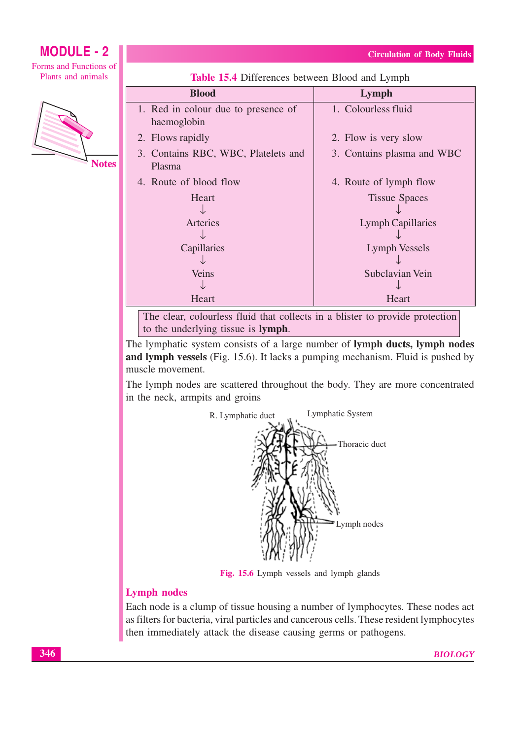**Table 15.4** Differences between Blood and Lymph

| Blood | Lymph |
|---|---|
| 1. Red in colour due to presence of haemoglobin | 1. Colourless fluid |
| 2. Flows rapidly | 2. Flow is very slow |
| 3. Contains RBC, WBC, Platelets and Plasma | 3. Contains plasma and WBC |
| 4. Route of blood flow<br>Heart<br>↓<br>Arteries<br>↓<br>Capillaries<br>↓<br>Veins<br>↓<br>Heart | 4. Route of lymph flow<br>Tissue Spaces<br>↓<br>Lymph Capillaries<br>↓<br>Lymph Vessels<br>↓<br>Subclavian Vein<br>↓<br>Heart |

The clear, colourless fluid that collects in a blister to provide protection to the underlying tissue is **lymph**.

The lymphatic system consists of a large number of **lymph ducts, lymph nodes and lymph vessels** (Fig. 15.6). It lacks a pumping mechanism. Fluid is pushed by muscle movement.

The lymph nodes are scattered throughout the body. They are more concentrated in the neck, armpits and groins

R. Lymphatic duct

Lymphatic System

Thoracic duct

Lymph nodes

**Fig. 15.6** Lymph vessels and lymph glands

## Lymph nodes

Each node is a clump of tissue housing a number of lymphocytes. These nodes act as filters for bacteria, viral particles and cancerous cells. These resident lymphocytes then immediately attack the disease causing germs or pathogens.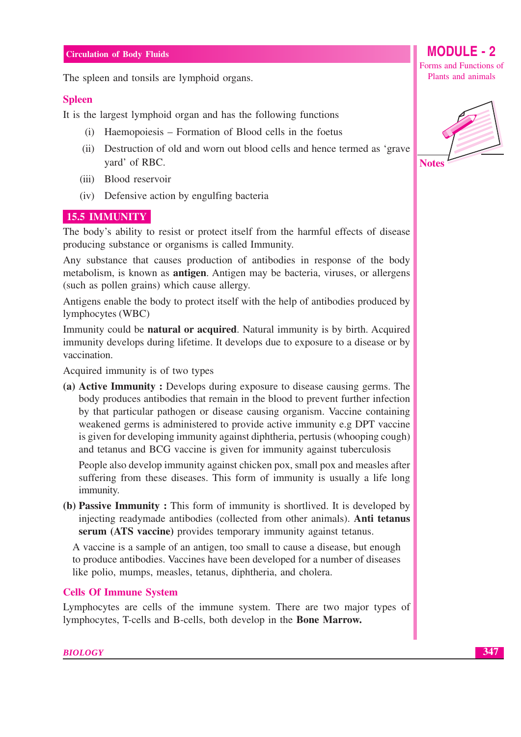The spleen and tonsils are lymphoid organs.

### Spleen

It is the largest lymphoid organ and has the following functions

(i) Haemopoiesis – Formation of Blood cells in the foetus

(ii) Destruction of old and worn out blood cells and hence termed as 'grave yard' of RBC.

(iii) Blood reservoir

(iv) Defensive action by engulfing bacteria

## 15.5 IMMUNITY

The body's ability to resist or protect itself from the harmful effects of disease producing substance or organisms is called Immunity.

Any substance that causes production of antibodies in response of the body metabolism, is known as **antigen**. Antigen may be bacteria, viruses, or allergens (such as pollen grains) which cause allergy.

Antigens enable the body to protect itself with the help of antibodies produced by lymphocytes (WBC)

Immunity could be **natural or acquired**. Natural immunity is by birth. Acquired immunity develops during lifetime. It develops due to exposure to a disease or by vaccination.

Acquired immunity is of two types

**(a) Active Immunity :** Develops during exposure to disease causing germs. The body produces antibodies that remain in the blood to prevent further infection by that particular pathogen or disease causing organism. Vaccine containing weakened germs is administered to provide active immunity e.g DPT vaccine is given for developing immunity against diphtheria, pertusis (whooping cough) and tetanus and BCG vaccine is given for immunity against tuberculosis

People also develop immunity against chicken pox, small pox and measles after suffering from these diseases. This form of immunity is usually a life long immunity.

**(b) Passive Immunity :** This form of immunity is shortlived. It is developed by injecting readymade antibodies (collected from other animals). **Anti tetanus serum (ATS vaccine)** provides temporary immunity against tetanus.

A vaccine is a sample of an antigen, too small to cause a disease, but enough to produce antibodies. Vaccines have been developed for a number of diseases like polio, mumps, measles, tetanus, diphtheria, and cholera.

### Cells Of Immune System

Lymphocytes are cells of the immune system. There are two major types of lymphocytes, T-cells and B-cells, both develop in the **Bone Marrow.**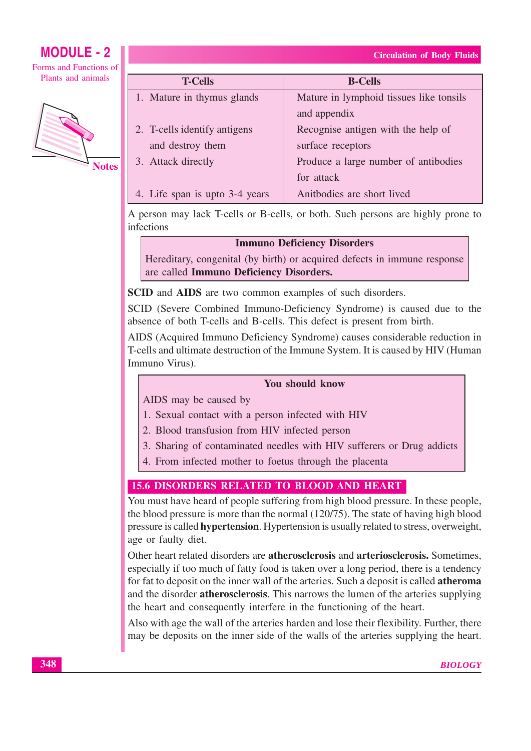| T-Cells | B-Cells |
|---|---|
| 1. Mature in thymus glands | Mature in lymphoid tissues like tonsils and appendix |
| 2. T-cells identify antigens and destroy them | Recognise antigen with the help of surface receptors |
| 3. Attack directly | Produce a large number of antibodies for attack |
| 4. Life span is upto 3-4 years | Anitbodies are short lived |

A person may lack T-cells or B-cells, or both. Such persons are highly prone to infections

> **Immuno Deficiency Disorders**
>
> Hereditary, congenital (by birth) or acquired defects in immune response are called **Immuno Deficiency Disorders.**

**SCID** and **AIDS** are two common examples of such disorders.

SCID (Severe Combined Immuno-Deficiency Syndrome) is caused due to the absence of both T-cells and B-cells. This defect is present from birth.

AIDS (Acquired Immuno Deficiency Syndrome) causes considerable reduction in T-cells and ultimate destruction of the Immune System. It is caused by HIV (Human Immuno Virus).

> **You should know**
>
> AIDS may be caused by
>
> 1. Sexual contact with a person infected with HIV
> 2. Blood transfusion from HIV infected person
> 3. Sharing of contaminated needles with HIV sufferers or Drug addicts
> 4. From infected mother to foetus through the placenta

## 15.6 DISORDERS RELATED TO BLOOD AND HEART

You must have heard of people suffering from high blood pressure. In these people, the blood pressure is more than the normal (120/75). The state of having high blood pressure is called **hypertension**. Hypertension is usually related to stress, overweight, age or faulty diet.

Other heart related disorders are **atherosclerosis** and **arteriosclerosis.** Sometimes, especially if too much of fatty food is taken over a long period, there is a tendency for fat to deposit on the inner wall of the arteries. Such a deposit is called **atheroma** and the disorder **atherosclerosis**. This narrows the lumen of the arteries supplying the heart and consequently interfere in the functioning of the heart.

Also with age the wall of the arteries harden and lose their flexibility. Further, there may be deposits on the inner side of the walls of the arteries supplying the heart.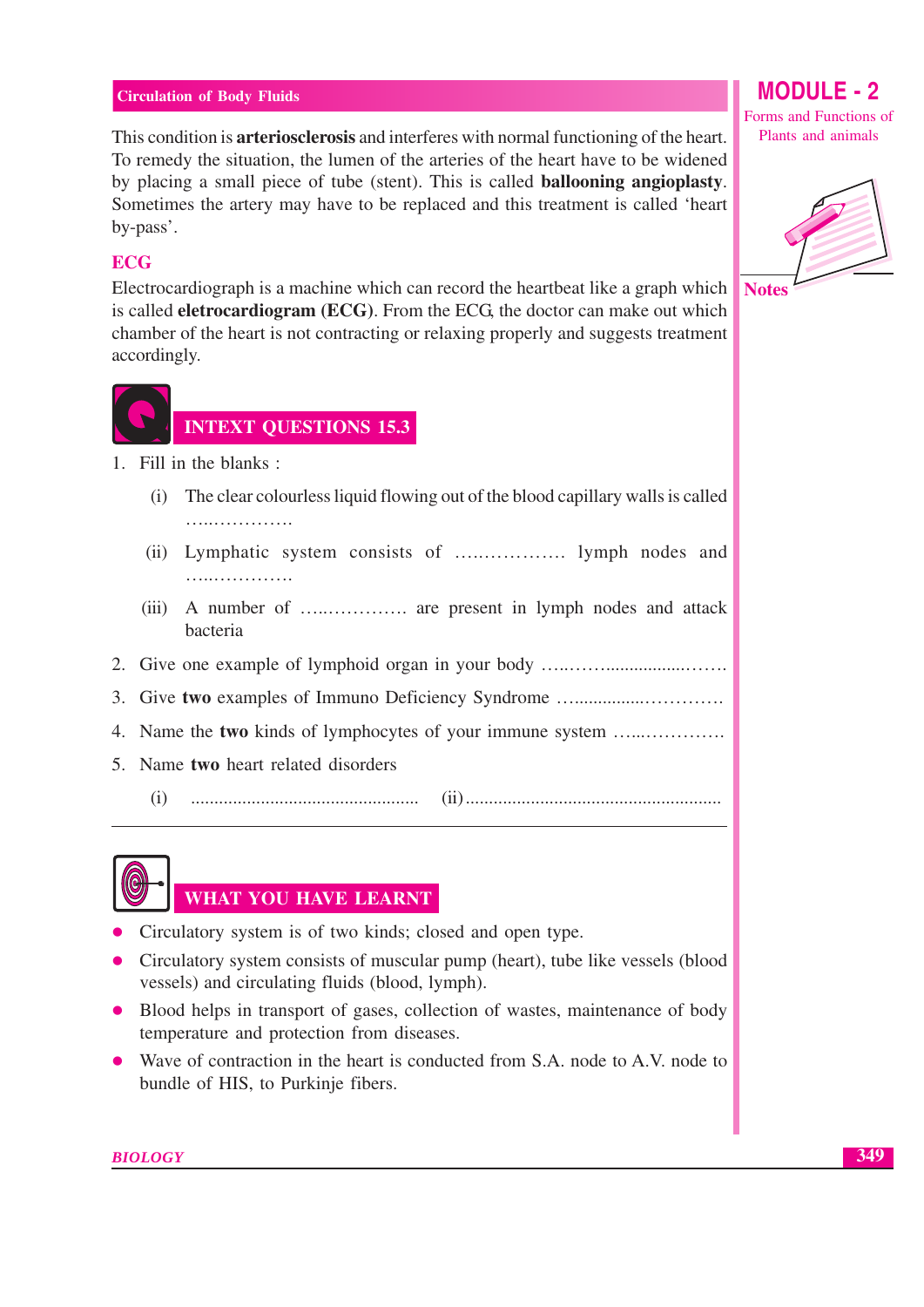This condition is **arteriosclerosis** and interferes with normal functioning of the heart. To remedy the situation, the lumen of the arteries of the heart have to be widened by placing a small piece of tube (stent). This is called **ballooning angioplasty**. Sometimes the artery may have to be replaced and this treatment is called 'heart by-pass'.

## ECG

Electrocardiograph is a machine which can record the heartbeat like a graph which is called **eletrocardiogram (ECG)**. From the ECG, the doctor can make out which chamber of the heart is not contracting or relaxing properly and suggests treatment accordingly.

## INTEXT QUESTIONS 15.3

1. Fill in the blanks :

   (i) The clear colourless liquid flowing out of the blood capillary walls is called …..……………

   (ii) Lymphatic system consists of ….…………… lymph nodes and …..……………

   (iii) A number of …..…………. are present in lymph nodes and attack bacteria

2. Give one example of lymphoid organ in your body …..……..................…….

3. Give **two** examples of Immuno Deficiency Syndrome …................………….

4. Name the **two** kinds of lymphocytes of your immune system …...………….

5. Name **two** heart related disorders

   (i) ................................................. (ii) .......................................................

## WHAT YOU HAVE LEARNT

- Circulatory system is of two kinds; closed and open type.
- Circulatory system consists of muscular pump (heart), tube like vessels (blood vessels) and circulating fluids (blood, lymph).
- Blood helps in transport of gases, collection of wastes, maintenance of body temperature and protection from diseases.
- Wave of contraction in the heart is conducted from S.A. node to A.V. node to bundle of HIS, to Purkinje fibers.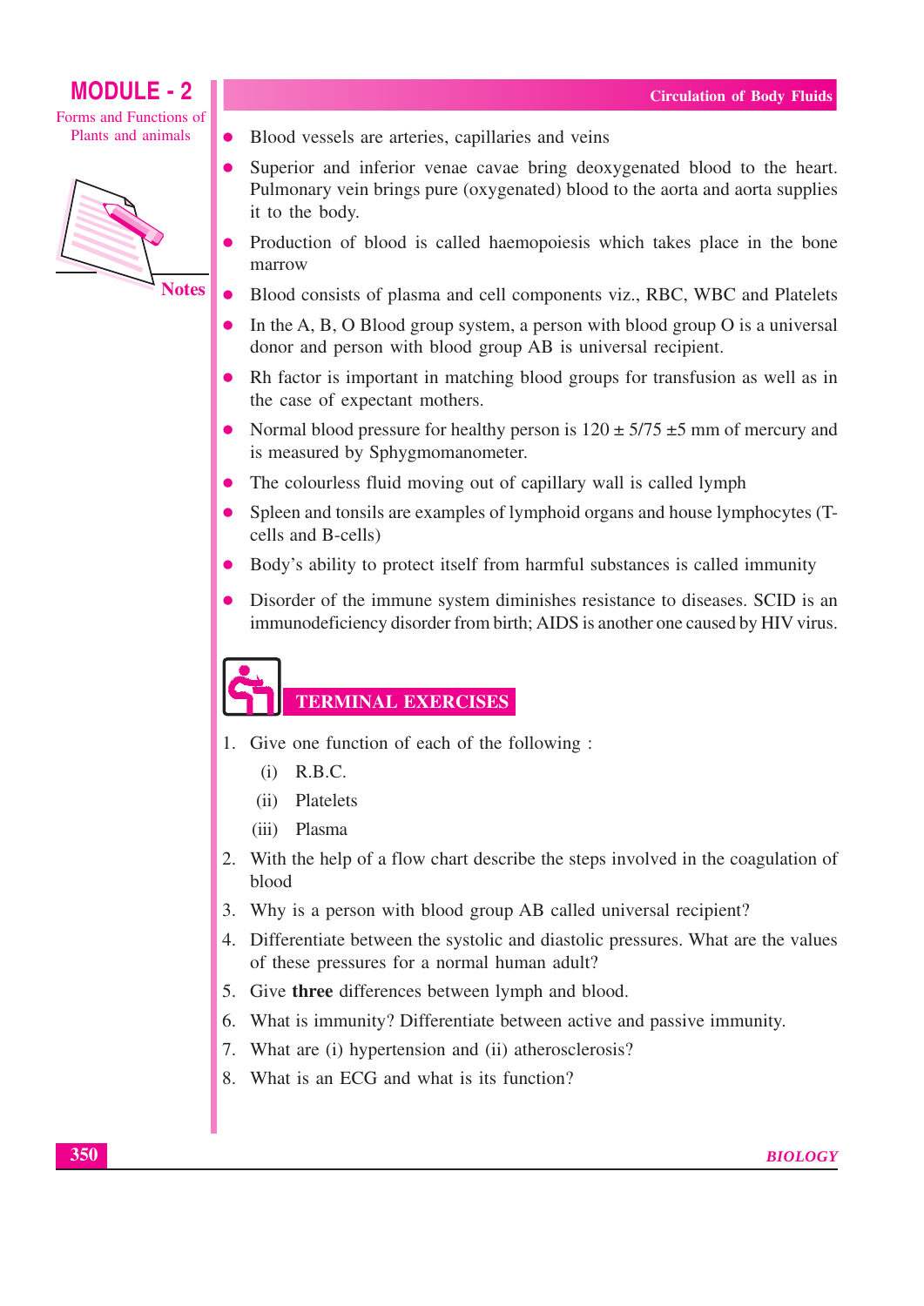- Blood vessels are arteries, capillaries and veins
- Superior and inferior venae cavae bring deoxygenated blood to the heart. Pulmonary vein brings pure (oxygenated) blood to the aorta and aorta supplies it to the body.
- Production of blood is called haemopoiesis which takes place in the bone marrow
- Blood consists of plasma and cell components viz., RBC, WBC and Platelets
- In the A, B, O Blood group system, a person with blood group O is a universal donor and person with blood group AB is universal recipient.
- Rh factor is important in matching blood groups for transfusion as well as in the case of expectant mothers.
- Normal blood pressure for healthy person is $120 \pm 5/75 \pm 5$ mm of mercury and is measured by Sphygmomanometer.
- The colourless fluid moving out of capillary wall is called lymph
- Spleen and tonsils are examples of lymphoid organs and house lymphocytes (T-cells and B-cells)
- Body's ability to protect itself from harmful substances is called immunity
- Disorder of the immune system diminishes resistance to diseases. SCID is an immunodeficiency disorder from birth; AIDS is another one caused by HIV virus.

## TERMINAL EXERCISES

1. Give one function of each of the following :
   (i) R.B.C.
   (ii) Platelets
   (iii) Plasma
2. With the help of a flow chart describe the steps involved in the coagulation of blood
3. Why is a person with blood group AB called universal recipient?
4. Differentiate between the systolic and diastolic pressures. What are the values of these pressures for a normal human adult?
5. Give **three** differences between lymph and blood.
6. What is immunity? Differentiate between active and passive immunity.
7. What are (i) hypertension and (ii) atherosclerosis?
8. What is an ECG and what is its function?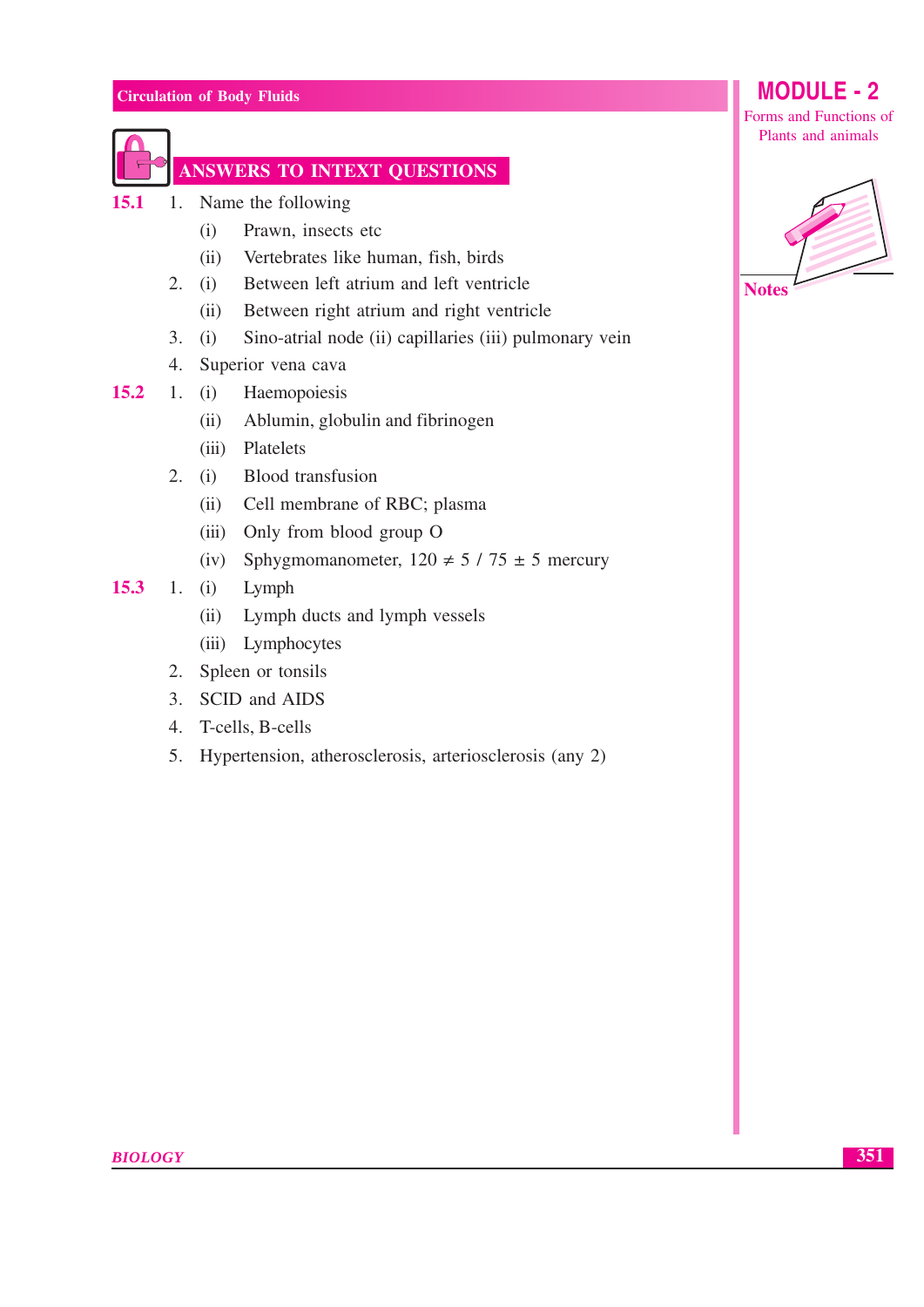## ANSWERS TO INTEXT QUESTIONS

**15.1**

1. Name the following
   - (i) Prawn, insects etc
   - (ii) Vertebrates like human, fish, birds
2. (i) Between left atrium and left ventricle
   - (ii) Between right atrium and right ventricle
3. (i) Sino-atrial node (ii) capillaries (iii) pulmonary vein
4. Superior vena cava

**15.2**

1. (i) Haemopoiesis
   - (ii) Ablumin, globulin and fibrinogen
   - (iii) Platelets
2. (i) Blood transfusion
   - (ii) Cell membrane of RBC; plasma
   - (iii) Only from blood group O
   - (iv) Sphygmomanometer, $120 \neq 5$ / $75 \pm 5$ mercury

**15.3**

1. (i) Lymph
   - (ii) Lymph ducts and lymph vessels
   - (iii) Lymphocytes
2. Spleen or tonsils
3. SCID and AIDS
4. T-cells, B-cells
5. Hypertension, atherosclerosis, arteriosclerosis (any 2)